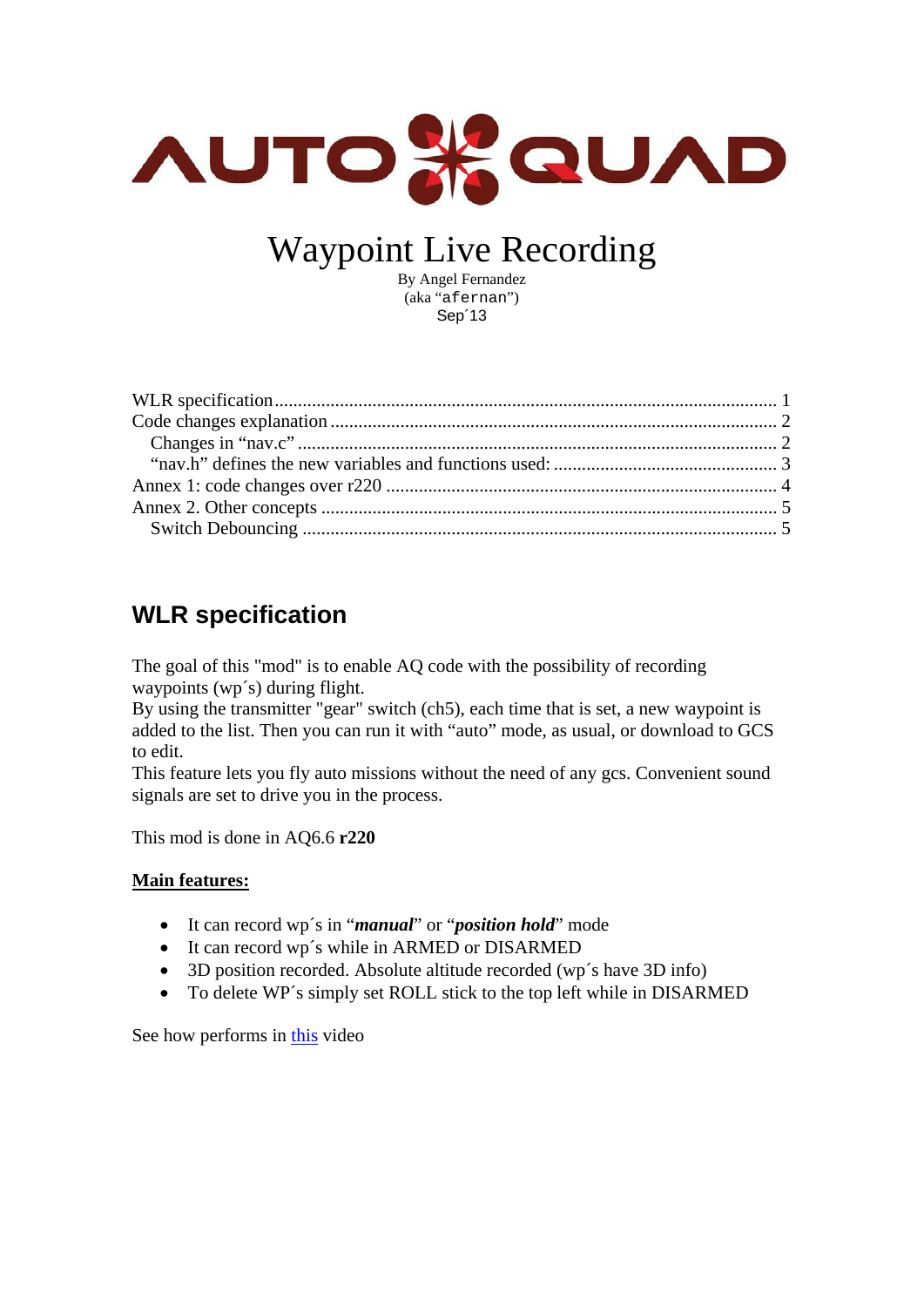AUTOQUAD

# Waypoint Live Recording

By Angel Fernandez
(aka "afernan")
Sep´13

WLR specification ........................................................ 1
Code changes explanation ........................................................ 2
  Changes in "nav.c" ........................................................ 2
  "nav.h" defines the new variables and functions used: ........................................................ 3
Annex 1: code changes over r220 ........................................................ 4
Annex 2. Other concepts ........................................................ 5
  Switch Debouncing ........................................................ 5

## WLR specification

The goal of this "mod" is to enable AQ code with the possibility of recording waypoints (wp´s) during flight.
By using the transmitter "gear" switch (ch5), each time that is set, a new waypoint is added to the list. Then you can run it with "auto" mode, as usual, or download to GCS to edit.
This feature lets you fly auto missions without the need of any gcs. Convenient sound signals are set to drive you in the process.

This mod is done in AQ6.6 **r220**

**Main features:**

- It can record wp´s in "***manual***" or "***position hold***" mode
- It can record wp´s while in ARMED or DISARMED
- 3D position recorded. Absolute altitude recorded (wp´s have 3D info)
- To delete WP´s simply set ROLL stick to the top left while in DISARMED

See how performs in this video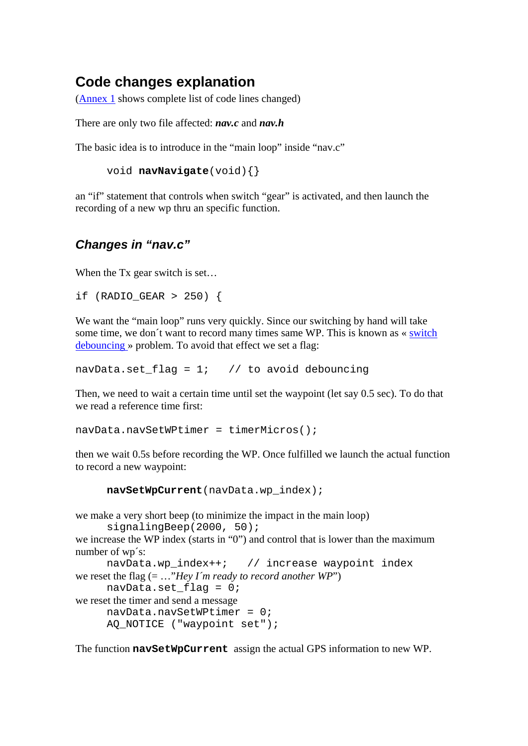## Code changes explanation

(Annex 1 shows complete list of code lines changed)

There are only two file affected: ***nav.c*** and ***nav.h***

The basic idea is to introduce in the “main loop” inside “nav.c”

```
void navNavigate(void){}
```

an “if” statement that controls when switch “gear” is activated, and then launch the recording of a new wp thru an specific function.

### *Changes in “nav.c”*

When the Tx gear switch is set…

```
if (RADIO_GEAR > 250) {
```

We want the “main loop” runs very quickly. Since our switching by hand will take some time, we don´t want to record many times same WP. This is known as « switch debouncing » problem. To avoid that effect we set a flag:

```
navData.set_flag = 1;   // to avoid debouncing
```

Then, we need to wait a certain time until set the waypoint (let say 0.5 sec). To do that we read a reference time first:

```
navData.navSetWPtimer = timerMicros();
```

then we wait 0.5s before recording the WP. Once fulfilled we launch the actual function to record a new waypoint:

```
navSetWpCurrent(navData.wp_index);
```

we make a very short beep (to minimize the impact in the main loop)

```
signalingBeep(2000, 50);
```

we increase the WP index (starts in “0”) and control that is lower than the maximum number of wp´s:

```
navData.wp_index++;   // increase waypoint index
```

we reset the flag (= …”*Hey I´m ready to record another WP*”)

```
navData.set_flag = 0;
```

we reset the timer and send a message

```
navData.navSetWPtimer = 0;
AQ_NOTICE ("waypoint set");
```

The function **`navSetWpCurrent`** assign the actual GPS information to new WP.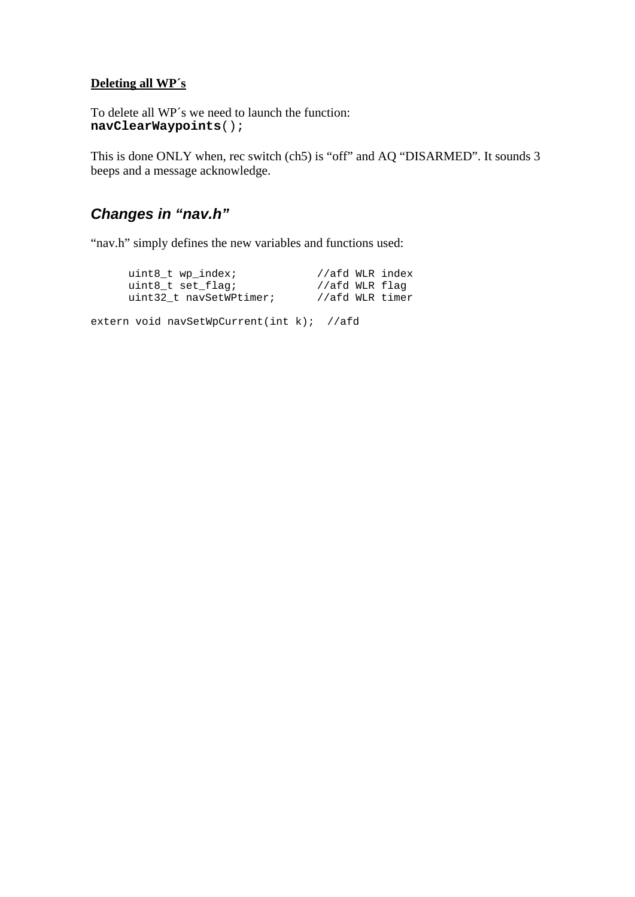**<u>Deleting all WP´s</u>**

To delete all WP´s we need to launch the function:
**`navClearWaypoints`**`();`

This is done ONLY when, rec switch (ch5) is "off" and AQ "DISARMED". It sounds 3 beeps and a message acknowledge.

## *Changes in "nav.h"*

"nav.h" simply defines the new variables and functions used:

```
     uint8_t wp_index;            //afd WLR index
     uint8_t set_flag;            //afd WLR flag
     uint32_t navSetWPtimer;      //afd WLR timer

extern void navSetWpCurrent(int k);  //afd
```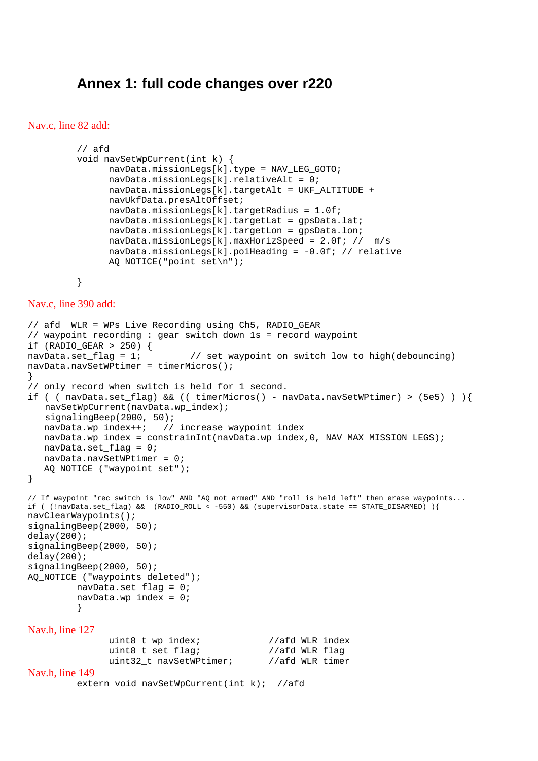## Annex 1: full code changes over r220

Nav.c, line 82 add:

```
// afd
void navSetWpCurrent(int k) {
      navData.missionLegs[k].type = NAV_LEG_GOTO;
      navData.missionLegs[k].relativeAlt = 0;
      navData.missionLegs[k].targetAlt = UKF_ALTITUDE +
      navUkfData.presAltOffset;
      navData.missionLegs[k].targetRadius = 1.0f;
      navData.missionLegs[k].targetLat = gpsData.lat;
      navData.missionLegs[k].targetLon = gpsData.lon;
      navData.missionLegs[k].maxHorizSpeed = 2.0f; //  m/s
      navData.missionLegs[k].poiHeading = -0.0f; // relative
      AQ_NOTICE("point set\n");

}
```

Nav.c, line 390 add:

```
// afd  WLR = WPs Live Recording using Ch5, RADIO_GEAR
// waypoint recording : gear switch down 1s = record waypoint
if (RADIO_GEAR > 250) {
navData.set_flag = 1;         // set waypoint on switch low to high(debouncing)
navData.navSetWPtimer = timerMicros();
}
// only record when switch is held for 1 second.
if ( ( navData.set_flag) && (( timerMicros() - navData.navSetWPtimer) > (5e5) ) ){
   navSetWpCurrent(navData.wp_index);
   signalingBeep(2000, 50);
   navData.wp_index++;   // increase waypoint index
   navData.wp_index = constrainInt(navData.wp_index,0, NAV_MAX_MISSION_LEGS);
   navData.set_flag = 0;
   navData.navSetWPtimer = 0;
   AQ_NOTICE ("waypoint set");
}

// If waypoint "rec switch is low" AND "AQ not armed" AND "roll is held left" then erase waypoints...
if ( (!navData.set_flag) &&  (RADIO_ROLL < -550) && (supervisorData.state == STATE_DISARMED) ){
navClearWaypoints();
signalingBeep(2000, 50);
delay(200);
signalingBeep(2000, 50);
delay(200);
signalingBeep(2000, 50);
AQ_NOTICE ("waypoints deleted");
         navData.set_flag = 0;
         navData.wp_index = 0;
         }
```

Nav.h, line 127

```
      uint8_t wp_index;             //afd WLR index
      uint8_t set_flag;             //afd WLR flag
      uint32_t navSetWPtimer;       //afd WLR timer
```

Nav.h, line 149

```
extern void navSetWpCurrent(int k);  //afd
```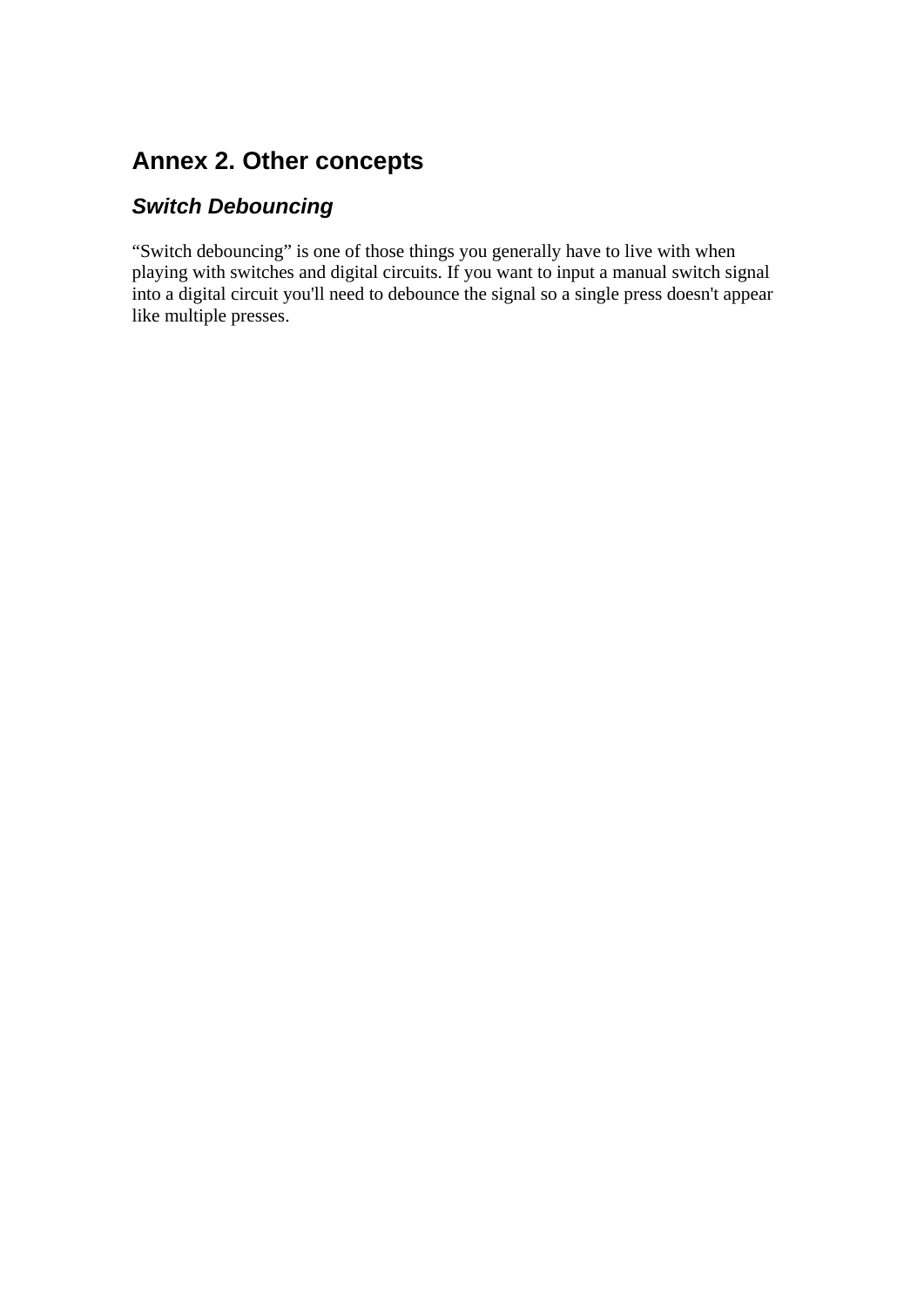# Annex 2. Other concepts

## *Switch Debouncing*

“Switch debouncing” is one of those things you generally have to live with when playing with switches and digital circuits. If you want to input a manual switch signal into a digital circuit you'll need to debounce the signal so a single press doesn't appear like multiple presses.